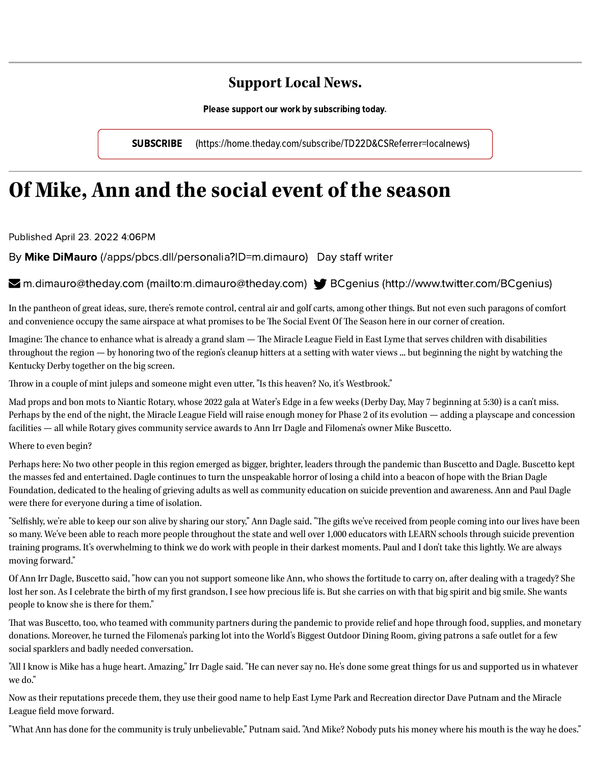## Support Local News.

**Please support our work by subscribing today.**

**SUBSCRIBE** (https://home.theday.com/subscribe/TD22D&CSReferrer=localnews)

# Of Mike, Ann and the social event of the season

Published April 23. 2022 4:06PM

By **Mike DiMauro** (/apps/pbcs.dll/personalia?ID=m.dimauro) Day staff writer

m.dimauro@theday.com (mailto:m.dimauro@theday.com) BCgenius (http://www.twitter.com/BCgenius)

In the pantheon of great ideas, sure, there's remote control, central air and golf carts, among other things. But not even such paragons of comfort and convenience occupy the same airspace at what promises to be The Social Event Of The Season here in our corner of creation.

Imagine: The chance to enhance what is already a grand slam — The Miracle League Field in East Lyme that serves children with disabilities throughout the region — by honoring two of the region's cleanup hitters at a setting with water views ... but beginning the night by watching the Kentucky Derby together on the big screen.

Throw in a couple of mint juleps and someone might even utter, "Is this heaven? No, it's Westbrook."

Mad props and bon mots to Niantic Rotary, whose 2022 gala at Water's Edge in a few weeks (Derby Day, May 7 beginning at 5:30) is a can't miss. Perhaps by the end of the night, the Miracle League Field will raise enough money for Phase 2 of its evolution — adding a playscape and concession facilities — all while Rotary gives community service awards to Ann Irr Dagle and Filomena's owner Mike Buscetto.

Where to even begin?

Perhaps here: No two other people in this region emerged as bigger, brighter, leaders through the pandemic than Buscetto and Dagle. Buscetto kept the masses fed and entertained. Dagle continues to turn the unspeakable horror of losing a child into a beacon of hope with the Brian Dagle Foundation, dedicated to the healing of grieving adults as well as community education on suicide prevention and awareness. Ann and Paul Dagle were there for everyone during a time of isolation.

"Selfishly, we're able to keep our son alive by sharing our story," Ann Dagle said. "The gifts we've received from people coming into our lives have been so many. We've been able to reach more people throughout the state and well over 1,000 educators with LEARN schools through suicide prevention training programs. It's overwhelming to think we do work with people in their darkest moments. Paul and I don't take this lightly. We are always moving forward."

Of Ann Irr Dagle, Buscetto said, "how can you not support someone like Ann, who shows the fortitude to carry on, after dealing with a tragedy? She lost her son. As I celebrate the birth of my first grandson, I see how precious life is. But she carries on with that big spirit and big smile. She wants people to know she is there for them."

That was Buscetto, too, who teamed with community partners during the pandemic to provide relief and hope through food, supplies, and monetary donations. Moreover, he turned the Filomena's parking lot into the World's Biggest Outdoor Dining Room, giving patrons a safe outlet for a few social sparklers and badly needed conversation.

"All I know is Mike has a huge heart. Amazing," Irr Dagle said. "He can never say no. He's done some great things for us and supported us in whatever we do."

Now as their reputations precede them, they use their good name to help East Lyme Park and Recreation director Dave Putnam and the Miracle League field move forward.

"What Ann has done for the community is truly unbelievable," Putnam said. "And Mike? Nobody puts his money where his mouth is the way he does."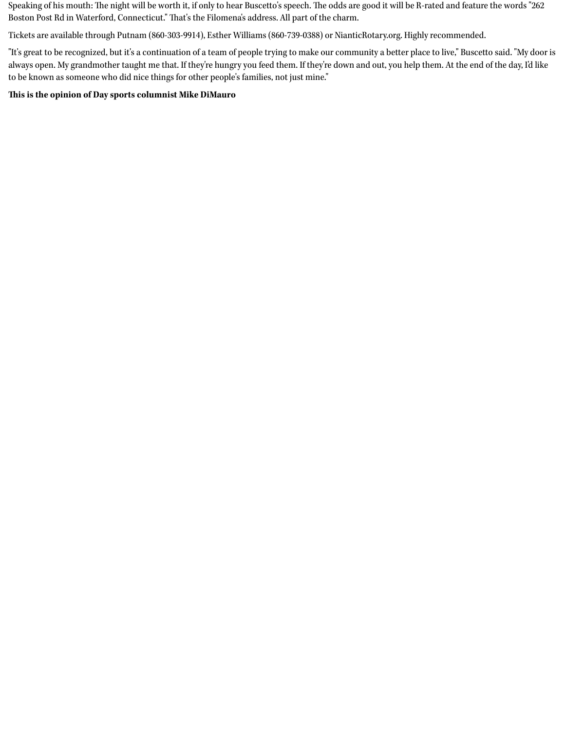Speaking of his mouth: The night will be worth it, if only to hear Buscetto's speech. The odds are good it will be R-rated and feature the words "262 Boston Post Rd in Waterford, Connecticut." That's the Filomena's address. All part of the charm.

Tickets are available through Putnam (860-303-9914), Esther Williams (860-739-0388) or NianticRotary.org. Highly recommended.

"It's great to be recognized, but it's a continuation of a team of people trying to make our community a better place to live," Buscetto said. "My door is always open. My grandmother taught me that. If they're hungry you feed them. If they're down and out, you help them. At the end of the day, I'd like to be known as someone who did nice things for other people's families, not just mine."

**This is the opinion of Day sports columnist Mike DiMauro**